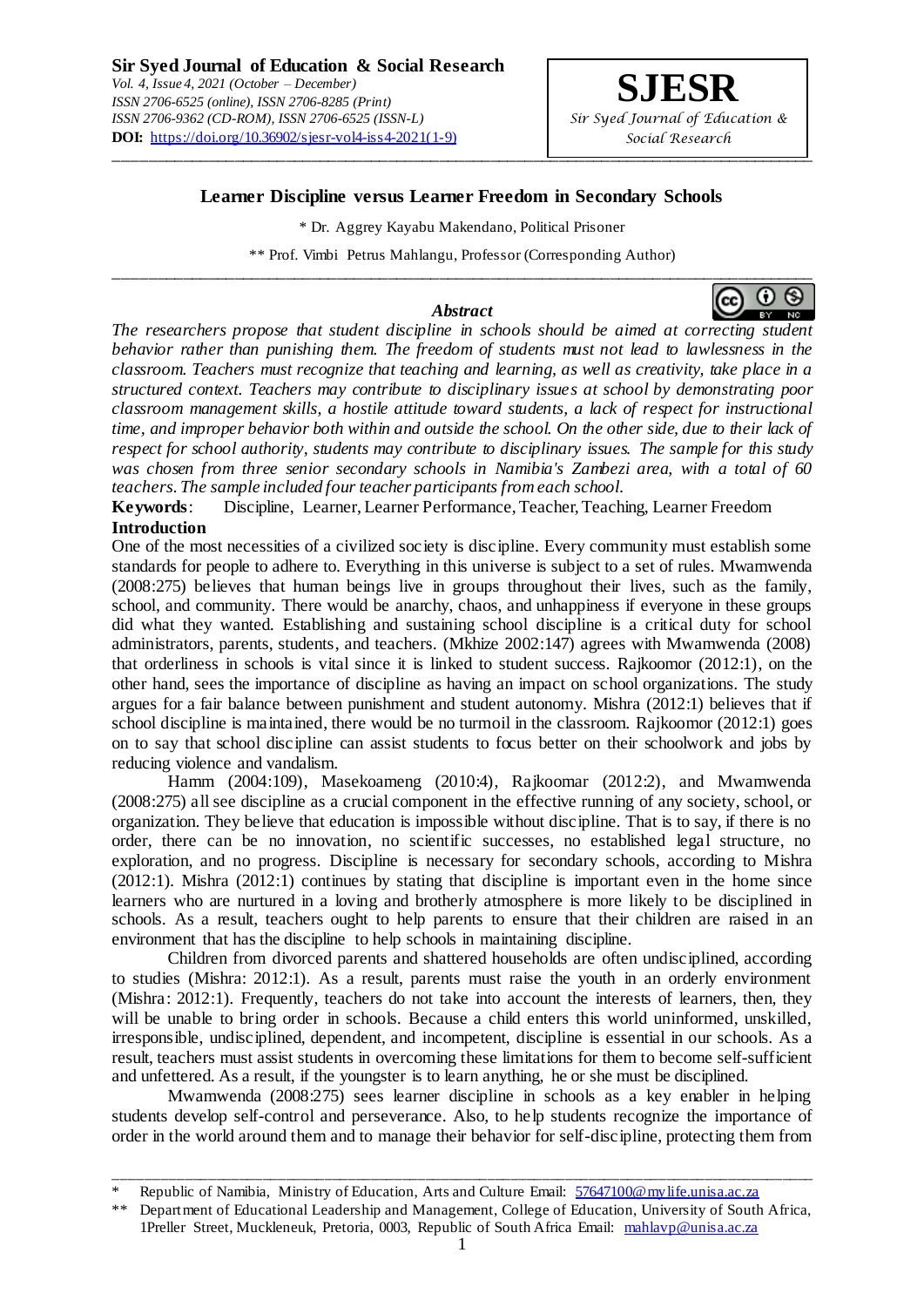# Learner Discipline versus Learner Freedom in Secondary Schools

\* Dr. Aggrey Kayabu Makendano, Political Prisoner

\*\* Prof. Vimbi Petrus Mahlangu, Professor (Corresponding Author)

## Abstract

*The researchers propose that student discipline in schools should be aimed at correcting student behavior rather than punishing them. The freedom of students must not lead to lawlessness in the classroom. Teachers must recognize that teaching and learning, as well as creativity, take place in a structured context. Teachers may contribute to disciplinary issues at school by demonstrating poor classroom management skills, a hostile attitude toward students, a lack of respect for instructional time, and improper behavior both within and outside the school. On the other side, due to their lack of respect for school authority, students may contribute to disciplinary issues. The sample for this study was chosen from three senior secondary schools in Namibia's Zambezi area, with a total of 60 teachers. The sample included four teacher participants from each school.*

**Keywords**: Discipline, Learner, Learner Performance, Teacher, Teaching, Learner Freedom

## Introduction

One of the most necessities of a civilized society is discipline. Every community must establish some standards for people to adhere to. Everything in this universe is subject to a set of rules. Mwamwenda (2008:275) believes that human beings live in groups throughout their lives, such as the family, school, and community. There would be anarchy, chaos, and unhappiness if everyone in these groups did what they wanted. Establishing and sustaining school discipline is a critical duty for school administrators, parents, students, and teachers. (Mkhize 2002:147) agrees with Mwamwenda (2008) that orderliness in schools is vital since it is linked to student success. Rajkoomor (2012:1), on the other hand, sees the importance of discipline as having an impact on school organizations. The study argues for a fair balance between punishment and student autonomy. Mishra (2012:1) believes that if school discipline is maintained, there would be no turmoil in the classroom. Rajkoomor (2012:1) goes on to say that school discipline can assist students to focus better on their schoolwork and jobs by reducing violence and vandalism.

Hamm (2004:109), Masekoameng (2010:4), Rajkoomar (2012:2), and Mwamwenda (2008:275) all see discipline as a crucial component in the effective running of any society, school, or organization. They believe that education is impossible without discipline. That is to say, if there is no order, there can be no innovation, no scientific successes, no established legal structure, no exploration, and no progress. Discipline is necessary for secondary schools, according to Mishra (2012:1). Mishra (2012:1) continues by stating that discipline is important even in the home since learners who are nurtured in a loving and brotherly atmosphere is more likely to be disciplined in schools. As a result, teachers ought to help parents to ensure that their children are raised in an environment that has the discipline to help schools in maintaining discipline.

Children from divorced parents and shattered households are often undisciplined, according to studies (Mishra: 2012:1). As a result, parents must raise the youth in an orderly environment (Mishra: 2012:1). Frequently, teachers do not take into account the interests of learners, then, they will be unable to bring order in schools. Because a child enters this world uninformed, unskilled, irresponsible, undisciplined, dependent, and incompetent, discipline is essential in our schools. As a result, teachers must assist students in overcoming these limitations for them to become self-sufficient and unfettered. As a result, if the youngster is to learn anything, he or she must be disciplined.

Mwamwenda (2008:275) sees learner discipline in schools as a key enabler in helping students develop self-control and perseverance. Also, to help students recognize the importance of order in the world around them and to manage their behavior for self-discipline, protecting them from

---

\* Republic of Namibia, Ministry of Education, Arts and Culture Email: 57647100@mylife.unisa.ac.za

\*\* Department of Educational Leadership and Management, College of Education, University of South Africa, 1Preller Street, Muckleneuk, Pretoria, 0003, Republic of South Africa Email: mahlavp@unisa.ac.za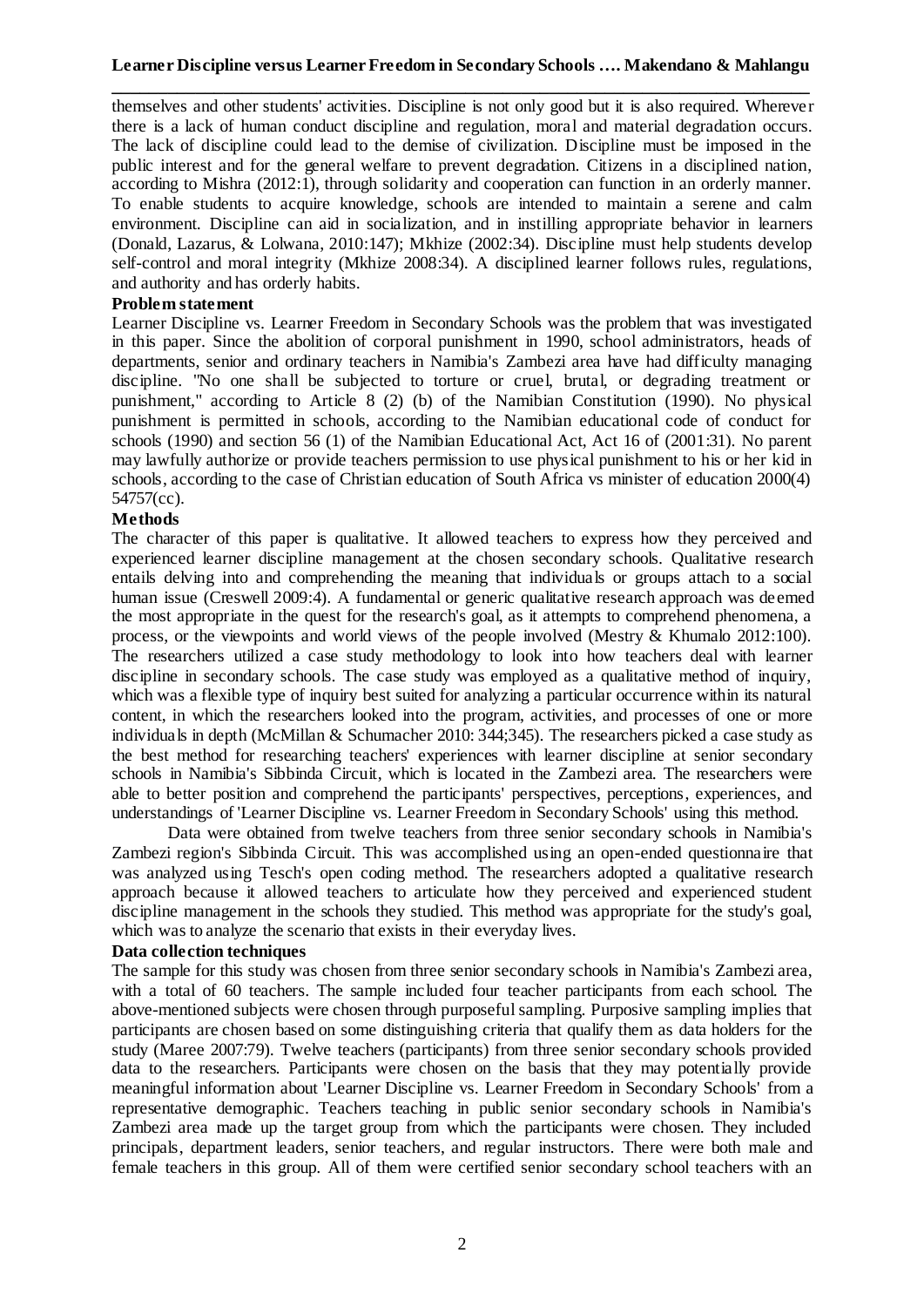themselves and other students' activities. Discipline is not only good but it is also required. Wherever there is a lack of human conduct discipline and regulation, moral and material degradation occurs. The lack of discipline could lead to the demise of civilization. Discipline must be imposed in the public interest and for the general welfare to prevent degradation. Citizens in a disciplined nation, according to Mishra (2012:1), through solidarity and cooperation can function in an orderly manner. To enable students to acquire knowledge, schools are intended to maintain a serene and calm environment. Discipline can aid in socialization, and in instilling appropriate behavior in learners (Donald, Lazarus, & Lolwana, 2010:147); Mkhize (2002:34). Discipline must help students develop self-control and moral integrity (Mkhize 2008:34). A disciplined learner follows rules, regulations, and authority and has orderly habits.

**Problem statement**

Learner Discipline vs. Learner Freedom in Secondary Schools was the problem that was investigated in this paper. Since the abolition of corporal punishment in 1990, school administrators, heads of departments, senior and ordinary teachers in Namibia's Zambezi area have had difficulty managing discipline. "No one shall be subjected to torture or cruel, brutal, or degrading treatment or punishment," according to Article 8 (2) (b) of the Namibian Constitution (1990). No physical punishment is permitted in schools, according to the Namibian educational code of conduct for schools (1990) and section 56 (1) of the Namibian Educational Act, Act 16 of (2001:31). No parent may lawfully authorize or provide teachers permission to use physical punishment to his or her kid in schools, according to the case of Christian education of South Africa vs minister of education 2000(4) 54757(cc).

**Methods**

The character of this paper is qualitative. It allowed teachers to express how they perceived and experienced learner discipline management at the chosen secondary schools. Qualitative research entails delving into and comprehending the meaning that individuals or groups attach to a social human issue (Creswell 2009:4). A fundamental or generic qualitative research approach was deemed the most appropriate in the quest for the research's goal, as it attempts to comprehend phenomena, a process, or the viewpoints and world views of the people involved (Mestry & Khumalo 2012:100). The researchers utilized a case study methodology to look into how teachers deal with learner discipline in secondary schools. The case study was employed as a qualitative method of inquiry, which was a flexible type of inquiry best suited for analyzing a particular occurrence within its natural content, in which the researchers looked into the program, activities, and processes of one or more individuals in depth (McMillan & Schumacher 2010: 344;345). The researchers picked a case study as the best method for researching teachers' experiences with learner discipline at senior secondary schools in Namibia's Sibbinda Circuit, which is located in the Zambezi area. The researchers were able to better position and comprehend the participants' perspectives, perceptions, experiences, and understandings of 'Learner Discipline vs. Learner Freedom in Secondary Schools' using this method.

Data were obtained from twelve teachers from three senior secondary schools in Namibia's Zambezi region's Sibbinda Circuit. This was accomplished using an open-ended questionnaire that was analyzed using Tesch's open coding method. The researchers adopted a qualitative research approach because it allowed teachers to articulate how they perceived and experienced student discipline management in the schools they studied. This method was appropriate for the study's goal, which was to analyze the scenario that exists in their everyday lives.

**Data collection techniques**

The sample for this study was chosen from three senior secondary schools in Namibia's Zambezi area, with a total of 60 teachers. The sample included four teacher participants from each school. The above-mentioned subjects were chosen through purposeful sampling. Purposive sampling implies that participants are chosen based on some distinguishing criteria that qualify them as data holders for the study (Maree 2007:79). Twelve teachers (participants) from three senior secondary schools provided data to the researchers. Participants were chosen on the basis that they may potentially provide meaningful information about 'Learner Discipline vs. Learner Freedom in Secondary Schools' from a representative demographic. Teachers teaching in public senior secondary schools in Namibia's Zambezi area made up the target group from which the participants were chosen. They included principals, department leaders, senior teachers, and regular instructors. There were both male and female teachers in this group. All of them were certified senior secondary school teachers with an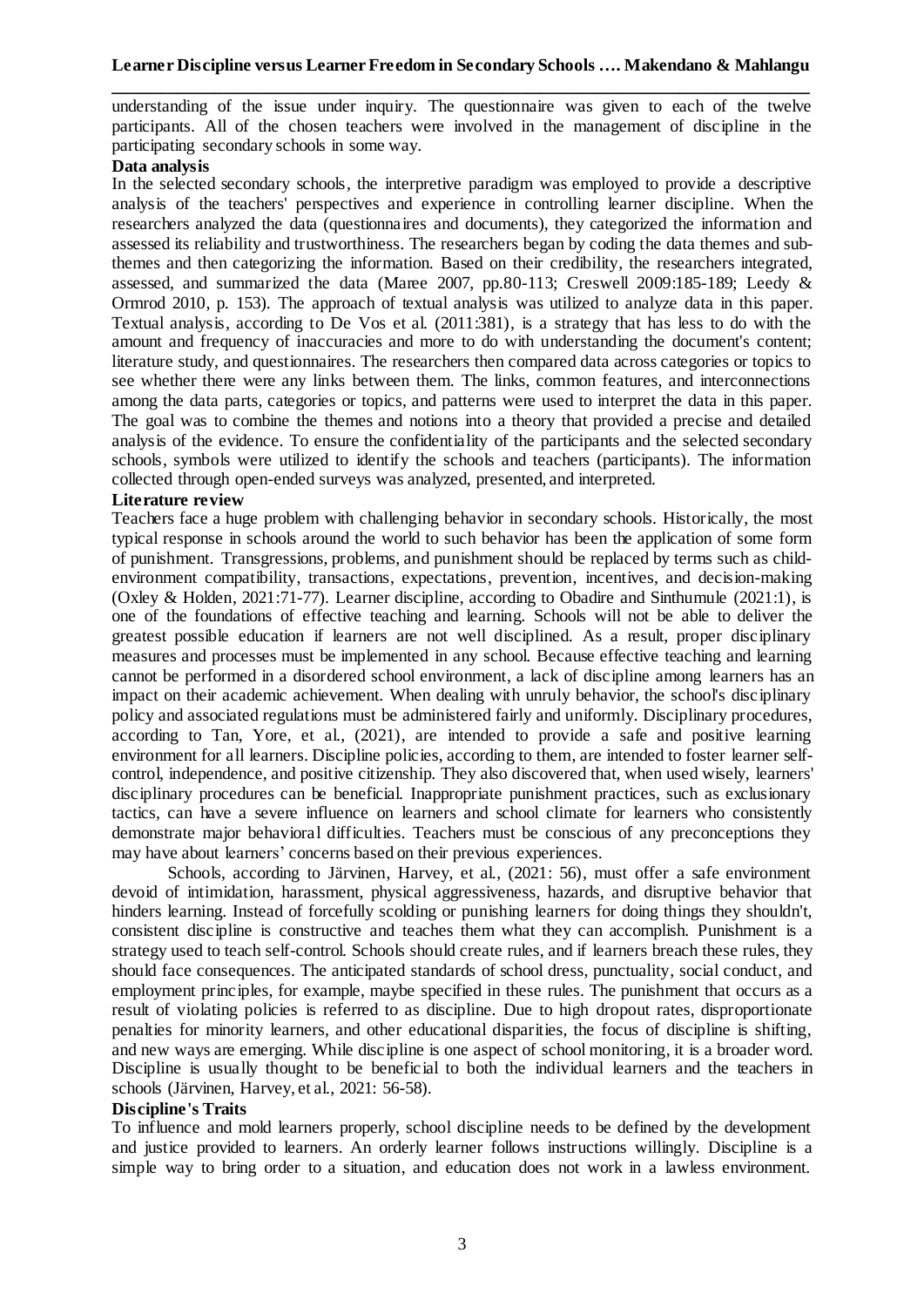understanding of the issue under inquiry. The questionnaire was given to each of the twelve participants. All of the chosen teachers were involved in the management of discipline in the participating secondary schools in some way.

**Data analysis**

In the selected secondary schools, the interpretive paradigm was employed to provide a descriptive analysis of the teachers' perspectives and experience in controlling learner discipline. When the researchers analyzed the data (questionnaires and documents), they categorized the information and assessed its reliability and trustworthiness. The researchers began by coding the data themes and sub-themes and then categorizing the information. Based on their credibility, the researchers integrated, assessed, and summarized the data (Maree 2007, pp.80-113; Creswell 2009:185-189; Leedy & Ormrod 2010, p. 153). The approach of textual analysis was utilized to analyze data in this paper. Textual analysis, according to De Vos et al. (2011:381), is a strategy that has less to do with the amount and frequency of inaccuracies and more to do with understanding the document's content; literature study, and questionnaires. The researchers then compared data across categories or topics to see whether there were any links between them. The links, common features, and interconnections among the data parts, categories or topics, and patterns were used to interpret the data in this paper. The goal was to combine the themes and notions into a theory that provided a precise and detailed analysis of the evidence. To ensure the confidentiality of the participants and the selected secondary schools, symbols were utilized to identify the schools and teachers (participants). The information collected through open-ended surveys was analyzed, presented, and interpreted.

**Literature review**

Teachers face a huge problem with challenging behavior in secondary schools. Historically, the most typical response in schools around the world to such behavior has been the application of some form of punishment. Transgressions, problems, and punishment should be replaced by terms such as child-environment compatibility, transactions, expectations, prevention, incentives, and decision-making (Oxley & Holden, 2021:71-77). Learner discipline, according to Obadire and Sinthumule (2021:1), is one of the foundations of effective teaching and learning. Schools will not be able to deliver the greatest possible education if learners are not well disciplined. As a result, proper disciplinary measures and processes must be implemented in any school. Because effective teaching and learning cannot be performed in a disordered school environment, a lack of discipline among learners has an impact on their academic achievement. When dealing with unruly behavior, the school's disciplinary policy and associated regulations must be administered fairly and uniformly. Disciplinary procedures, according to Tan, Yore, et al., (2021), are intended to provide a safe and positive learning environment for all learners. Discipline policies, according to them, are intended to foster learner self-control, independence, and positive citizenship. They also discovered that, when used wisely, learners' disciplinary procedures can be beneficial. Inappropriate punishment practices, such as exclusionary tactics, can have a severe influence on learners and school climate for learners who consistently demonstrate major behavioral difficulties. Teachers must be conscious of any preconceptions they may have about learners' concerns based on their previous experiences.

Schools, according to Järvinen, Harvey, et al., (2021: 56), must offer a safe environment devoid of intimidation, harassment, physical aggressiveness, hazards, and disruptive behavior that hinders learning. Instead of forcefully scolding or punishing learners for doing things they shouldn't, consistent discipline is constructive and teaches them what they can accomplish. Punishment is a strategy used to teach self-control. Schools should create rules, and if learners breach these rules, they should face consequences. The anticipated standards of school dress, punctuality, social conduct, and employment principles, for example, maybe specified in these rules. The punishment that occurs as a result of violating policies is referred to as discipline. Due to high dropout rates, disproportionate penalties for minority learners, and other educational disparities, the focus of discipline is shifting, and new ways are emerging. While discipline is one aspect of school monitoring, it is a broader word. Discipline is usually thought to be beneficial to both the individual learners and the teachers in schools (Järvinen, Harvey, et al., 2021: 56-58).

**Discipline's Traits**

To influence and mold learners properly, school discipline needs to be defined by the development and justice provided to learners. An orderly learner follows instructions willingly. Discipline is a simple way to bring order to a situation, and education does not work in a lawless environment.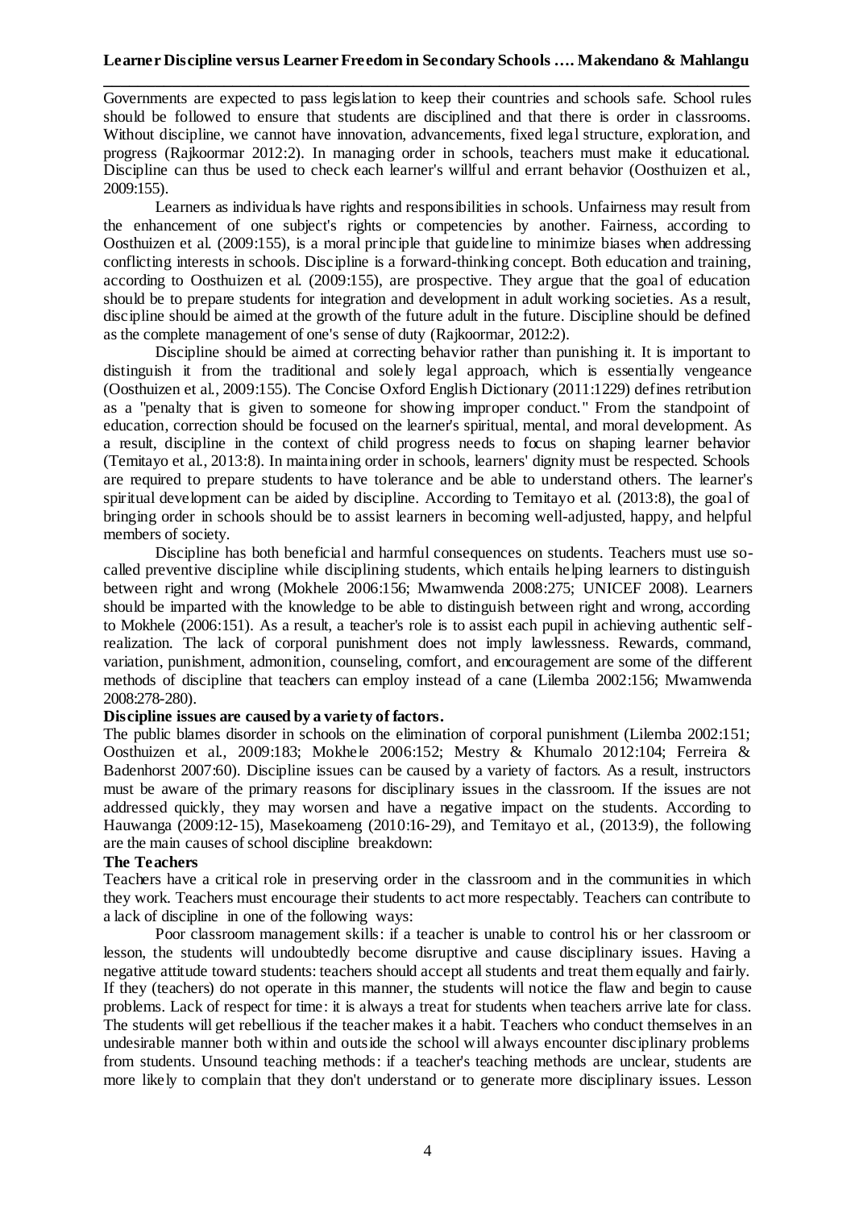Governments are expected to pass legislation to keep their countries and schools safe. School rules should be followed to ensure that students are disciplined and that there is order in classrooms. Without discipline, we cannot have innovation, advancements, fixed legal structure, exploration, and progress (Rajkoormar 2012:2). In managing order in schools, teachers must make it educational. Discipline can thus be used to check each learner's willful and errant behavior (Oosthuizen et al., 2009:155).

Learners as individuals have rights and responsibilities in schools. Unfairness may result from the enhancement of one subject's rights or competencies by another. Fairness, according to Oosthuizen et al. (2009:155), is a moral principle that guideline to minimize biases when addressing conflicting interests in schools. Discipline is a forward-thinking concept. Both education and training, according to Oosthuizen et al. (2009:155), are prospective. They argue that the goal of education should be to prepare students for integration and development in adult working societies. As a result, discipline should be aimed at the growth of the future adult in the future. Discipline should be defined as the complete management of one's sense of duty (Rajkoormar, 2012:2).

Discipline should be aimed at correcting behavior rather than punishing it. It is important to distinguish it from the traditional and solely legal approach, which is essentially vengeance (Oosthuizen et al., 2009:155). The Concise Oxford English Dictionary (2011:1229) defines retribution as a "penalty that is given to someone for showing improper conduct." From the standpoint of education, correction should be focused on the learner's spiritual, mental, and moral development. As a result, discipline in the context of child progress needs to focus on shaping learner behavior (Temitayo et al., 2013:8). In maintaining order in schools, learners' dignity must be respected. Schools are required to prepare students to have tolerance and be able to understand others. The learner's spiritual development can be aided by discipline. According to Temitayo et al. (2013:8), the goal of bringing order in schools should be to assist learners in becoming well-adjusted, happy, and helpful members of society.

Discipline has both beneficial and harmful consequences on students. Teachers must use so-called preventive discipline while disciplining students, which entails helping learners to distinguish between right and wrong (Mokhele 2006:156; Mwamwenda 2008:275; UNICEF 2008). Learners should be imparted with the knowledge to be able to distinguish between right and wrong, according to Mokhele (2006:151). As a result, a teacher's role is to assist each pupil in achieving authentic self-realization. The lack of corporal punishment does not imply lawlessness. Rewards, command, variation, punishment, admonition, counseling, comfort, and encouragement are some of the different methods of discipline that teachers can employ instead of a cane (Lilemba 2002:156; Mwamwenda 2008:278-280).

**Discipline issues are caused by a variety of factors.**

The public blames disorder in schools on the elimination of corporal punishment (Lilemba 2002:151; Oosthuizen et al., 2009:183; Mokhele 2006:152; Mestry & Khumalo 2012:104; Ferreira & Badenhorst 2007:60). Discipline issues can be caused by a variety of factors. As a result, instructors must be aware of the primary reasons for disciplinary issues in the classroom. If the issues are not addressed quickly, they may worsen and have a negative impact on the students. According to Hauwanga (2009:12-15), Masekoameng (2010:16-29), and Temitayo et al., (2013:9), the following are the main causes of school discipline breakdown:

**The Teachers**

Teachers have a critical role in preserving order in the classroom and in the communities in which they work. Teachers must encourage their students to act more respectably. Teachers can contribute to a lack of discipline in one of the following ways:

Poor classroom management skills: if a teacher is unable to control his or her classroom or lesson, the students will undoubtedly become disruptive and cause disciplinary issues. Having a negative attitude toward students: teachers should accept all students and treat them equally and fairly. If they (teachers) do not operate in this manner, the students will notice the flaw and begin to cause problems. Lack of respect for time: it is always a treat for students when teachers arrive late for class. The students will get rebellious if the teacher makes it a habit. Teachers who conduct themselves in an undesirable manner both within and outside the school will always encounter disciplinary problems from students. Unsound teaching methods: if a teacher's teaching methods are unclear, students are more likely to complain that they don't understand or to generate more disciplinary issues. Lesson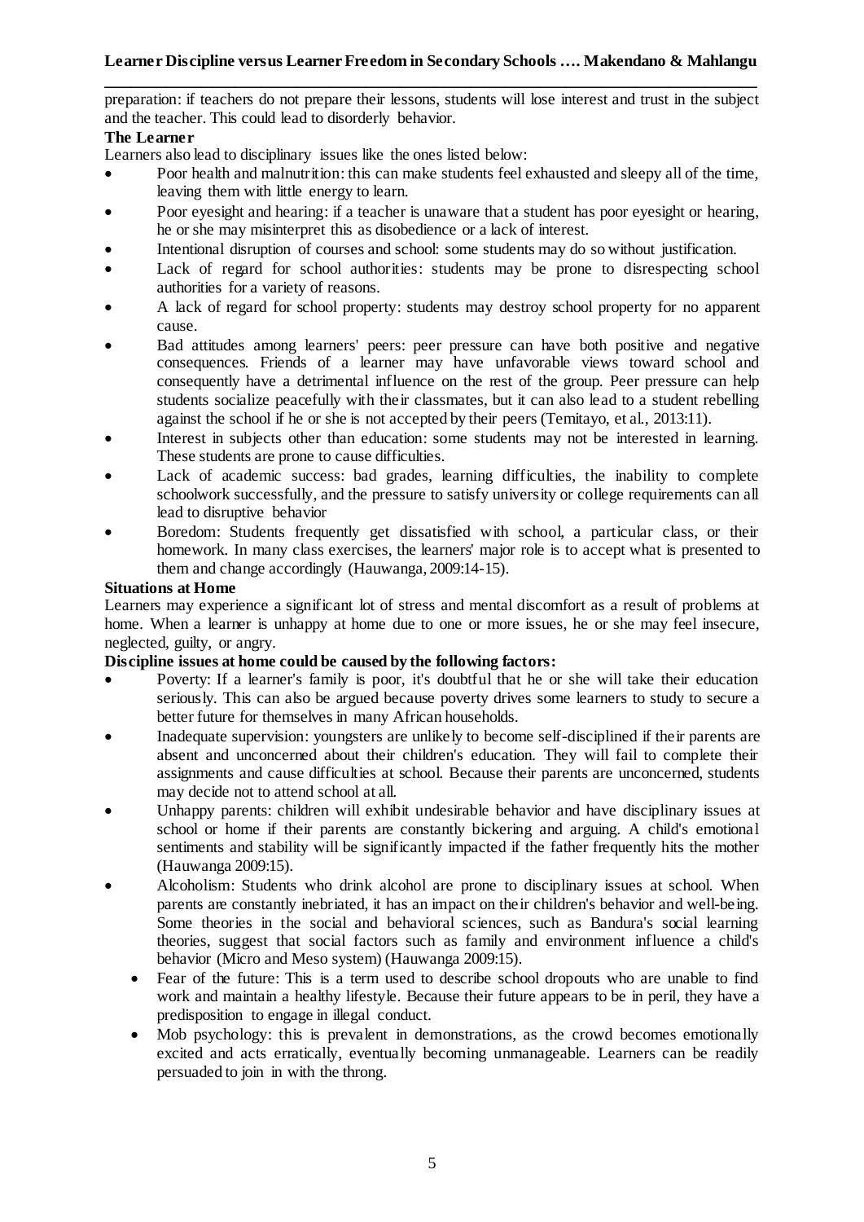preparation: if teachers do not prepare their lessons, students will lose interest and trust in the subject and the teacher. This could lead to disorderly behavior.

**The Learner**

Learners also lead to disciplinary issues like the ones listed below:

- Poor health and malnutrition: this can make students feel exhausted and sleepy all of the time, leaving them with little energy to learn.
- Poor eyesight and hearing: if a teacher is unaware that a student has poor eyesight or hearing, he or she may misinterpret this as disobedience or a lack of interest.
- Intentional disruption of courses and school: some students may do so without justification.
- Lack of regard for school authorities: students may be prone to disrespecting school authorities for a variety of reasons.
- A lack of regard for school property: students may destroy school property for no apparent cause.
- Bad attitudes among learners' peers: peer pressure can have both positive and negative consequences. Friends of a learner may have unfavorable views toward school and consequently have a detrimental influence on the rest of the group. Peer pressure can help students socialize peacefully with their classmates, but it can also lead to a student rebelling against the school if he or she is not accepted by their peers (Temitayo, et al., 2013:11).
- Interest in subjects other than education: some students may not be interested in learning. These students are prone to cause difficulties.
- Lack of academic success: bad grades, learning difficulties, the inability to complete schoolwork successfully, and the pressure to satisfy university or college requirements can all lead to disruptive behavior
- Boredom: Students frequently get dissatisfied with school, a particular class, or their homework. In many class exercises, the learners' major role is to accept what is presented to them and change accordingly (Hauwanga, 2009:14-15).

**Situations at Home**

Learners may experience a significant lot of stress and mental discomfort as a result of problems at home. When a learner is unhappy at home due to one or more issues, he or she may feel insecure, neglected, guilty, or angry.

**Discipline issues at home could be caused by the following factors:**

- Poverty: If a learner's family is poor, it's doubtful that he or she will take their education seriously. This can also be argued because poverty drives some learners to study to secure a better future for themselves in many African households.
- Inadequate supervision: youngsters are unlikely to become self-disciplined if their parents are absent and unconcerned about their children's education. They will fail to complete their assignments and cause difficulties at school. Because their parents are unconcerned, students may decide not to attend school at all.
- Unhappy parents: children will exhibit undesirable behavior and have disciplinary issues at school or home if their parents are constantly bickering and arguing. A child's emotional sentiments and stability will be significantly impacted if the father frequently hits the mother (Hauwanga 2009:15).
- Alcoholism: Students who drink alcohol are prone to disciplinary issues at school. When parents are constantly inebriated, it has an impact on their children's behavior and well-being. Some theories in the social and behavioral sciences, such as Bandura's social learning theories, suggest that social factors such as family and environment influence a child's behavior (Micro and Meso system) (Hauwanga 2009:15).
  - Fear of the future: This is a term used to describe school dropouts who are unable to find work and maintain a healthy lifestyle. Because their future appears to be in peril, they have a predisposition to engage in illegal conduct.
  - Mob psychology: this is prevalent in demonstrations, as the crowd becomes emotionally excited and acts erratically, eventually becoming unmanageable. Learners can be readily persuaded to join in with the throng.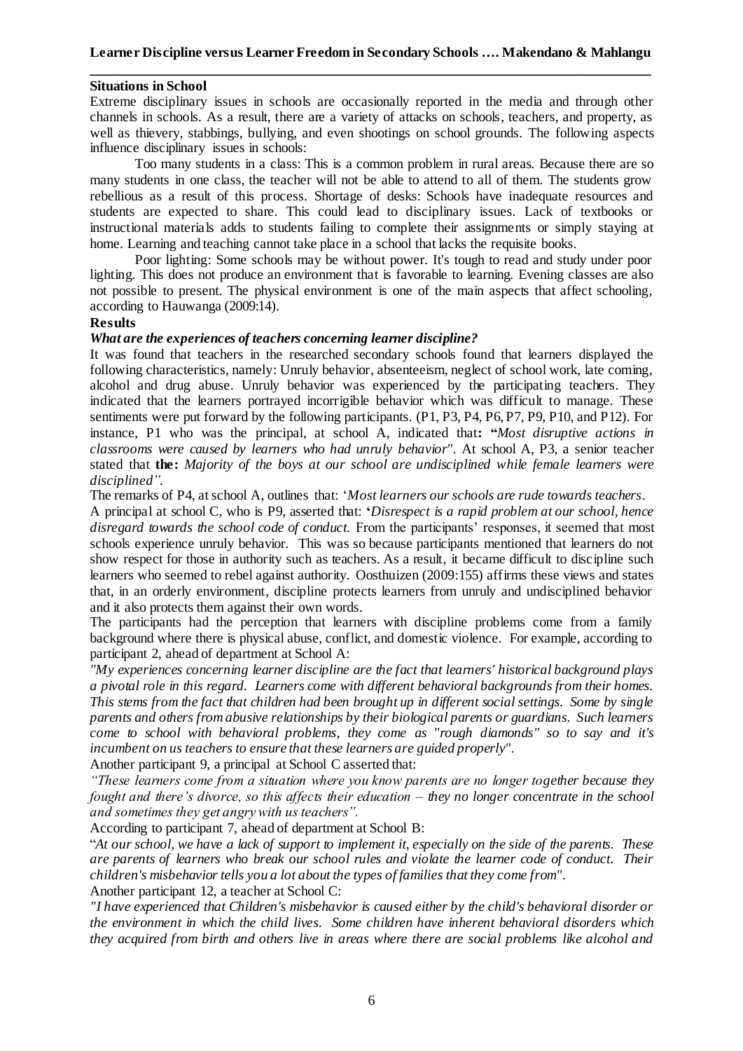**Situations in School**

Extreme disciplinary issues in schools are occasionally reported in the media and through other channels in schools. As a result, there are a variety of attacks on schools, teachers, and property, as well as thievery, stabbings, bullying, and even shootings on school grounds. The following aspects influence disciplinary issues in schools:

Too many students in a class: This is a common problem in rural areas. Because there are so many students in one class, the teacher will not be able to attend to all of them. The students grow rebellious as a result of this process. Shortage of desks: Schools have inadequate resources and students are expected to share. This could lead to disciplinary issues. Lack of textbooks or instructional materials adds to students failing to complete their assignments or simply staying at home. Learning and teaching cannot take place in a school that lacks the requisite books.

Poor lighting: Some schools may be without power. It's tough to read and study under poor lighting. This does not produce an environment that is favorable to learning. Evening classes are also not possible to present. The physical environment is one of the main aspects that affect schooling, according to Hauwanga (2009:14).

**Results**

***What are the experiences of teachers concerning learner discipline?***

It was found that teachers in the researched secondary schools found that learners displayed the following characteristics, namely: Unruly behavior, absenteeism, neglect of school work, late coming, alcohol and drug abuse. Unruly behavior was experienced by the participating teachers. They indicated that the learners portrayed incorrigible behavior which was difficult to manage. These sentiments were put forward by the following participants. (P1, P3, P4, P6, P7, P9, P10, and P12). For instance, P1 who was the principal, at school A, indicated that**: "***Most disruptive actions in classrooms were caused by learners who had unruly behavior"*. At school A, P3, a senior teacher stated that **the:** *Majority of the boys at our school are undisciplined while female learners were disciplined".*

The remarks of P4, at school A, outlines that: '*Most learners our schools are rude towards teachers*.

A principal at school C, who is P9, asserted that: **'***Disrespect is a rapid problem at our school, hence disregard towards the school code of conduct.* From the participants' responses, it seemed that most schools experience unruly behavior. This was so because participants mentioned that learners do not show respect for those in authority such as teachers. As a result, it became difficult to discipline such learners who seemed to rebel against authority. Oosthuizen (2009:155) affirms these views and states that, in an orderly environment, discipline protects learners from unruly and undisciplined behavior and it also protects them against their own words.

The participants had the perception that learners with discipline problems come from a family background where there is physical abuse, conflict, and domestic violence. For example, according to participant 2, ahead of department at School A:

*"My experiences concerning learner discipline are the fact that learners' historical background plays a pivotal role in this regard. Learners come with different behavioral backgrounds from their homes. This stems from the fact that children had been brought up in different social settings. Some by single parents and others from abusive relationships by their biological parents or guardians. Such learners come to school with behavioral problems, they come as "rough diamonds" so to say and it's incumbent on us teachers to ensure that these learners are guided properly".*

Another participant 9, a principal at School C asserted that:

*"These learners come from a situation where you know parents are no longer together because they fought and there's divorce, so this affects their education – they no longer concentrate in the school and sometimes they get angry with us teachers".*

According to participant 7, ahead of department at School B:

"*At our school, we have a lack of support to implement it, especially on the side of the parents. These are parents of learners who break our school rules and violate the learner code of conduct. Their children's misbehavior tells you a lot about the types of families that they come from"*.

Another participant 12, a teacher at School C:

*"I have experienced that Children's misbehavior is caused either by the child's behavioral disorder or the environment in which the child lives. Some children have inherent behavioral disorders which they acquired from birth and others live in areas where there are social problems like alcohol and*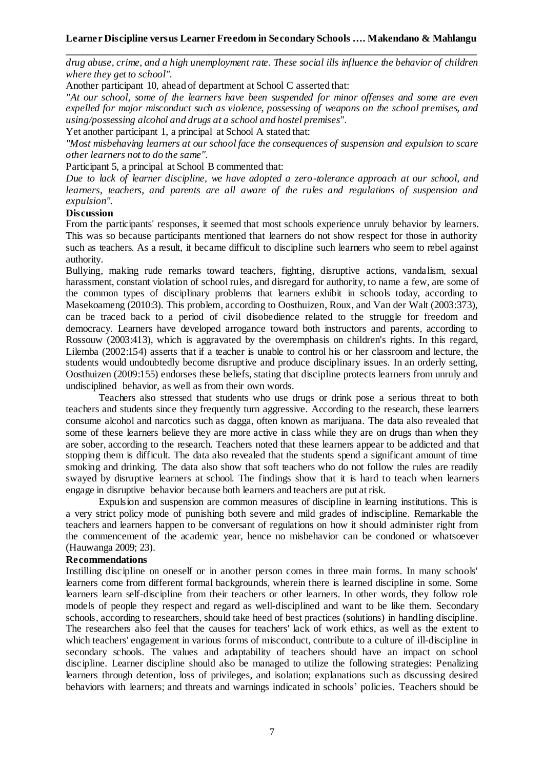*drug abuse, crime, and a high unemployment rate. These social ills influence the behavior of children where they get to school".*

Another participant 10, ahead of department at School C asserted that:

*"At our school, some of the learners have been suspended for minor offenses and some are even expelled for major misconduct such as violence, possessing of weapons on the school premises, and using/possessing alcohol and drugs at a school and hostel premises".*

Yet another participant 1, a principal at School A stated that:

*"Most misbehaving learners at our school face the consequences of suspension and expulsion to scare other learners not to do the same".*

Participant 5, a principal at School B commented that:

*Due to lack of learner discipline, we have adopted a zero-tolerance approach at our school, and learners, teachers, and parents are all aware of the rules and regulations of suspension and expulsion".*

**Discussion**

From the participants' responses, it seemed that most schools experience unruly behavior by learners. This was so because participants mentioned that learners do not show respect for those in authority such as teachers. As a result, it became difficult to discipline such learners who seem to rebel against authority.

Bullying, making rude remarks toward teachers, fighting, disruptive actions, vandalism, sexual harassment, constant violation of school rules, and disregard for authority, to name a few, are some of the common types of disciplinary problems that learners exhibit in schools today, according to Masekoameng (2010:3). This problem, according to Oosthuizen, Roux, and Van der Walt (2003:373), can be traced back to a period of civil disobedience related to the struggle for freedom and democracy. Learners have developed arrogance toward both instructors and parents, according to Rossouw (2003:413), which is aggravated by the overemphasis on children's rights. In this regard, Lilemba (2002:154) asserts that if a teacher is unable to control his or her classroom and lecture, the students would undoubtedly become disruptive and produce disciplinary issues. In an orderly setting, Oosthuizen (2009:155) endorses these beliefs, stating that discipline protects learners from unruly and undisciplined behavior, as well as from their own words.

Teachers also stressed that students who use drugs or drink pose a serious threat to both teachers and students since they frequently turn aggressive. According to the research, these learners consume alcohol and narcotics such as dagga, often known as marijuana. The data also revealed that some of these learners believe they are more active in class while they are on drugs than when they are sober, according to the research. Teachers noted that these learners appear to be addicted and that stopping them is difficult. The data also revealed that the students spend a significant amount of time smoking and drinking. The data also show that soft teachers who do not follow the rules are readily swayed by disruptive learners at school. The findings show that it is hard to teach when learners engage in disruptive behavior because both learners and teachers are put at risk.

Expulsion and suspension are common measures of discipline in learning institutions. This is a very strict policy mode of punishing both severe and mild grades of indiscipline. Remarkable the teachers and learners happen to be conversant of regulations on how it should administer right from the commencement of the academic year, hence no misbehavior can be condoned or whatsoever (Hauwanga 2009; 23).

**Recommendations**

Instilling discipline on oneself or in another person comes in three main forms. In many schools' learners come from different formal backgrounds, wherein there is learned discipline in some. Some learners learn self-discipline from their teachers or other learners. In other words, they follow role models of people they respect and regard as well-disciplined and want to be like them. Secondary schools, according to researchers, should take heed of best practices (solutions) in handling discipline. The researchers also feel that the causes for teachers' lack of work ethics, as well as the extent to which teachers' engagement in various forms of misconduct, contribute to a culture of ill-discipline in secondary schools. The values and adaptability of teachers should have an impact on school discipline. Learner discipline should also be managed to utilize the following strategies: Penalizing learners through detention, loss of privileges, and isolation; explanations such as discussing desired behaviors with learners; and threats and warnings indicated in schools' policies. Teachers should be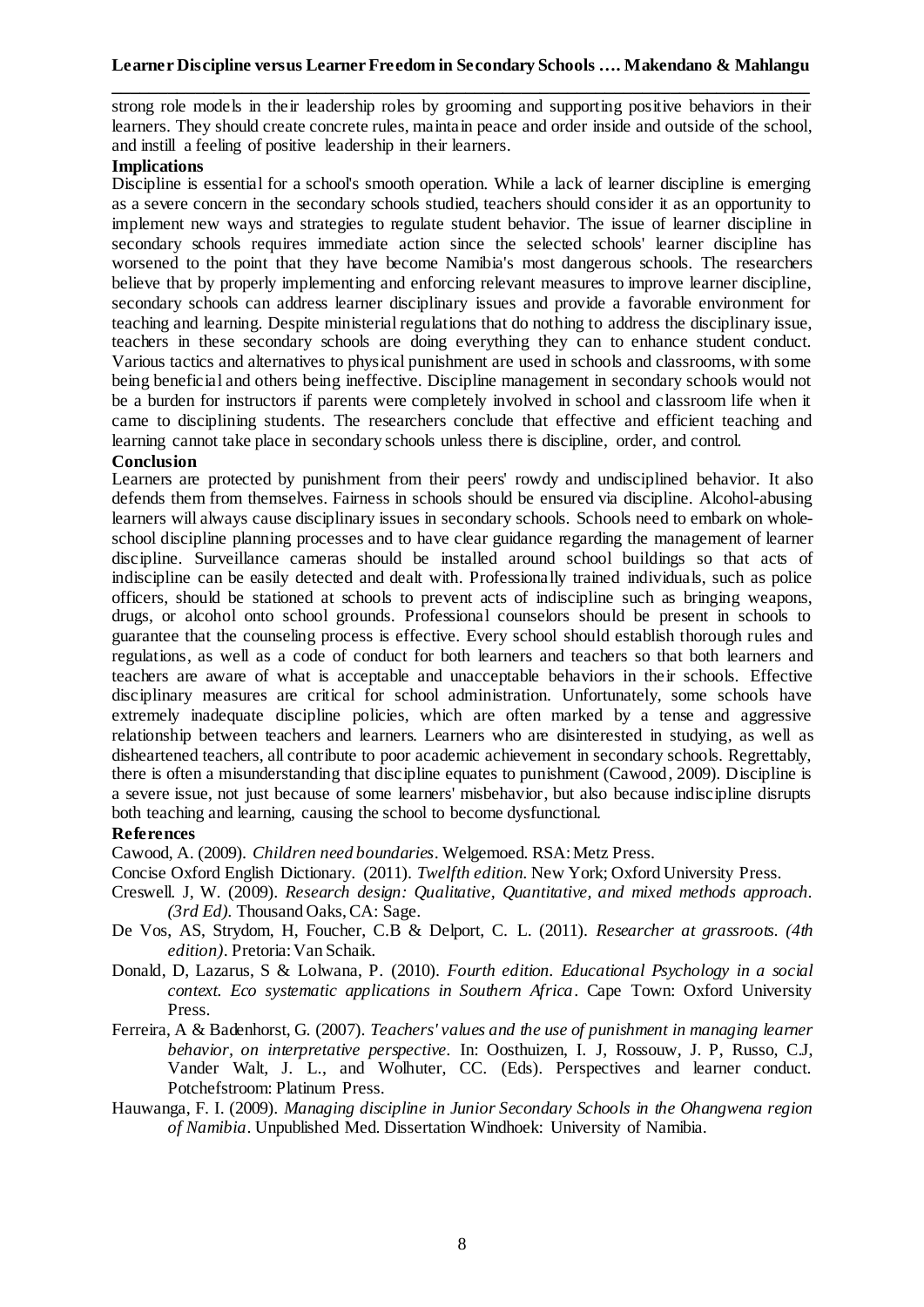strong role models in their leadership roles by grooming and supporting positive behaviors in their learners. They should create concrete rules, maintain peace and order inside and outside of the school, and instill a feeling of positive leadership in their learners.

**Implications**

Discipline is essential for a school's smooth operation. While a lack of learner discipline is emerging as a severe concern in the secondary schools studied, teachers should consider it as an opportunity to implement new ways and strategies to regulate student behavior. The issue of learner discipline in secondary schools requires immediate action since the selected schools' learner discipline has worsened to the point that they have become Namibia's most dangerous schools. The researchers believe that by properly implementing and enforcing relevant measures to improve learner discipline, secondary schools can address learner disciplinary issues and provide a favorable environment for teaching and learning. Despite ministerial regulations that do nothing to address the disciplinary issue, teachers in these secondary schools are doing everything they can to enhance student conduct. Various tactics and alternatives to physical punishment are used in schools and classrooms, with some being beneficial and others being ineffective. Discipline management in secondary schools would not be a burden for instructors if parents were completely involved in school and classroom life when it came to disciplining students. The researchers conclude that effective and efficient teaching and learning cannot take place in secondary schools unless there is discipline, order, and control.

**Conclusion**

Learners are protected by punishment from their peers' rowdy and undisciplined behavior. It also defends them from themselves. Fairness in schools should be ensured via discipline. Alcohol-abusing learners will always cause disciplinary issues in secondary schools. Schools need to embark on whole-school discipline planning processes and to have clear guidance regarding the management of learner discipline. Surveillance cameras should be installed around school buildings so that acts of indiscipline can be easily detected and dealt with. Professionally trained individuals, such as police officers, should be stationed at schools to prevent acts of indiscipline such as bringing weapons, drugs, or alcohol onto school grounds. Professional counselors should be present in schools to guarantee that the counseling process is effective. Every school should establish thorough rules and regulations, as well as a code of conduct for both learners and teachers so that both learners and teachers are aware of what is acceptable and unacceptable behaviors in their schools. Effective disciplinary measures are critical for school administration. Unfortunately, some schools have extremely inadequate discipline policies, which are often marked by a tense and aggressive relationship between teachers and learners. Learners who are disinterested in studying, as well as disheartened teachers, all contribute to poor academic achievement in secondary schools. Regrettably, there is often a misunderstanding that discipline equates to punishment (Cawood, 2009). Discipline is a severe issue, not just because of some learners' misbehavior, but also because indiscipline disrupts both teaching and learning, causing the school to become dysfunctional.

**References**

Cawood, A. (2009). *Children need boundaries*. Welgemoed. RSA: Metz Press.

Concise Oxford English Dictionary. (2011). *Twelfth edition*. New York; Oxford University Press.

Creswell. J, W. (2009). *Research design: Qualitative, Quantitative, and mixed methods approach. (3rd Ed).* Thousand Oaks, CA: Sage.

De Vos, AS, Strydom, H, Foucher, C.B & Delport, C. L. (2011). *Researcher at grassroots. (4th edition)*. Pretoria: Van Schaik.

Donald, D, Lazarus, S & Lolwana, P. (2010). *Fourth edition. Educational Psychology in a social context. Eco systematic applications in Southern Africa*. Cape Town: Oxford University Press.

Ferreira, A & Badenhorst, G. (2007). *Teachers' values and the use of punishment in managing learner behavior, on interpretative perspective*. In: Oosthuizen, I. J, Rossouw, J. P, Russo, C.J, Vander Walt, J. L., and Wolhuter, CC. (Eds). Perspectives and learner conduct. Potchefstroom: Platinum Press.

Hauwanga, F. I. (2009). *Managing discipline in Junior Secondary Schools in the Ohangwena region of Namibia*. Unpublished Med. Dissertation Windhoek: University of Namibia.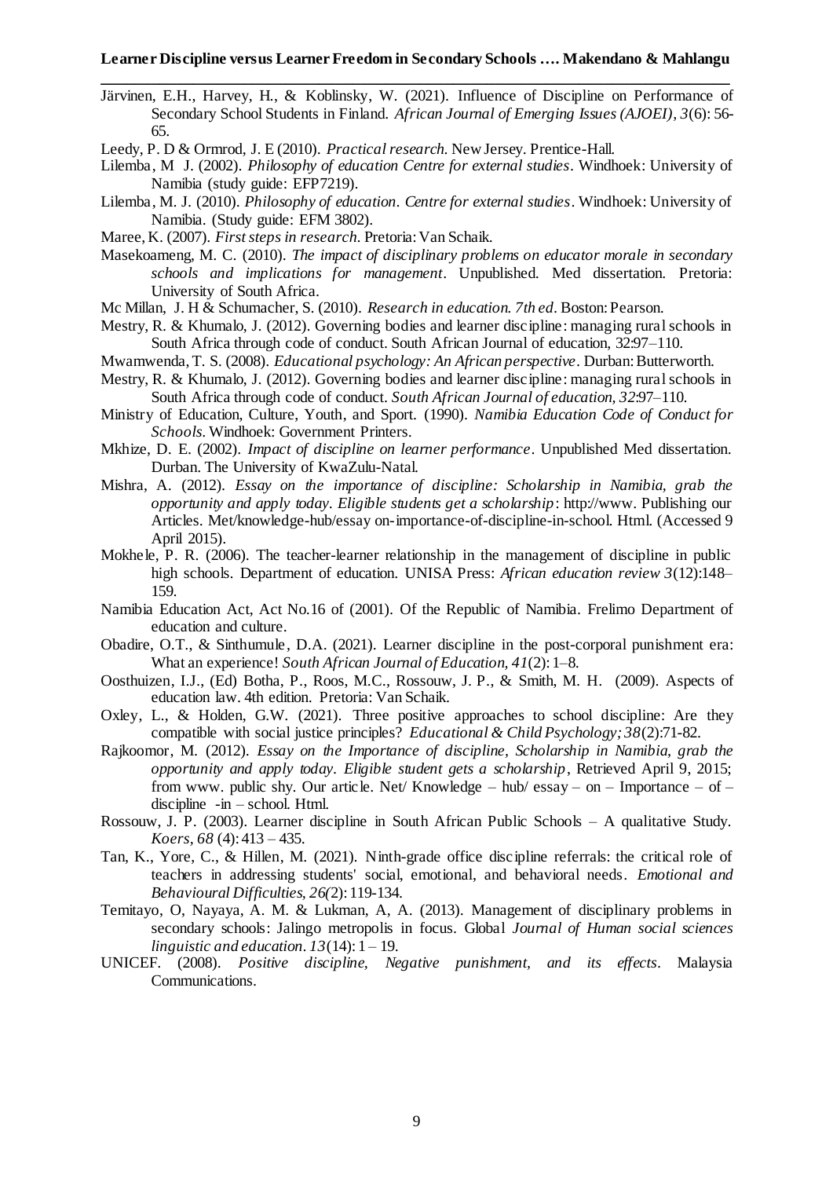Järvinen, E.H., Harvey, H., & Koblinsky, W. (2021). Influence of Discipline on Performance of Secondary School Students in Finland. *African Journal of Emerging Issues (AJOEI), 3*(6): 56-65.

Leedy, P. D & Ormrod, J. E (2010). *Practical research.* New Jersey. Prentice-Hall.

Lilemba, M J. (2002). *Philosophy of education Centre for external studies*. Windhoek: University of Namibia (study guide: EFP7219).

Lilemba, M. J. (2010). *Philosophy of education. Centre for external studies*. Windhoek: University of Namibia. (Study guide: EFM 3802).

Maree, K. (2007). *First steps in research.* Pretoria: Van Schaik.

Masekoameng, M. C. (2010). *The impact of disciplinary problems on educator morale in secondary schools and implications for management*. Unpublished. Med dissertation. Pretoria: University of South Africa.

Mc Millan, J. H & Schumacher, S. (2010). *Research in education. 7th ed.* Boston: Pearson.

Mestry, R. & Khumalo, J. (2012). Governing bodies and learner discipline: managing rural schools in South Africa through code of conduct. South African Journal of education, 32:97–110.

Mwamwenda, T. S. (2008). *Educational psychology: An African perspective*. Durban: Butterworth.

Mestry, R. & Khumalo, J. (2012). Governing bodies and learner discipline: managing rural schools in South Africa through code of conduct. *South African Journal of education, 32*:97–110.

Ministry of Education, Culture, Youth, and Sport. (1990). *Namibia Education Code of Conduct for Schools.* Windhoek: Government Printers.

Mkhize, D. E. (2002). *Impact of discipline on learner performance*. Unpublished Med dissertation. Durban. The University of KwaZulu-Natal.

Mishra, A. (2012). *Essay on the importance of discipline: Scholarship in Namibia, grab the opportunity and apply today. Eligible students get a scholarship*: http://www. Publishing our Articles. Met/knowledge-hub/essay on-importance-of-discipline-in-school. Html. (Accessed 9 April 2015).

Mokhele, P. R. (2006). The teacher-learner relationship in the management of discipline in public high schools. Department of education. UNISA Press: *African education review 3*(12):148–159.

Namibia Education Act, Act No.16 of (2001). Of the Republic of Namibia. Frelimo Department of education and culture.

Obadire, O.T., & Sinthumule, D.A. (2021). Learner discipline in the post-corporal punishment era: What an experience! *South African Journal of Education, 41*(2): 1–8.

Oosthuizen, I.J., (Ed) Botha, P., Roos, M.C., Rossouw, J. P., & Smith, M. H. (2009). Aspects of education law. 4th edition. Pretoria: Van Schaik.

Oxley, L., & Holden, G.W. (2021). Three positive approaches to school discipline: Are they compatible with social justice principles? *Educational & Child Psychology; 38*(2):71-82.

Rajkoomor, M. (2012). *Essay on the Importance of discipline, Scholarship in Namibia, grab the opportunity and apply today. Eligible student gets a scholarship*, Retrieved April 9, 2015; from www. public shy. Our article. Net/ Knowledge – hub/ essay – on – Importance – of – discipline -in – school. Html.

Rossouw, J. P. (2003). Learner discipline in South African Public Schools – A qualitative Study. *Koers, 68* (4): 413 – 435.

Tan, K., Yore, C., & Hillen, M. (2021). Ninth-grade office discipline referrals: the critical role of teachers in addressing students' social, emotional, and behavioral needs. *Emotional and Behavioural Difficulties, 26(*2): 119-134.

Temitayo, O, Nayaya, A. M. & Lukman, A, A. (2013). Management of disciplinary problems in secondary schools: Jalingo metropolis in focus. Global *Journal of Human social sciences linguistic and education. 13*(14): 1 – 19.

UNICEF. (2008). *Positive discipline, Negative punishment, and its effects*. Malaysia Communications.